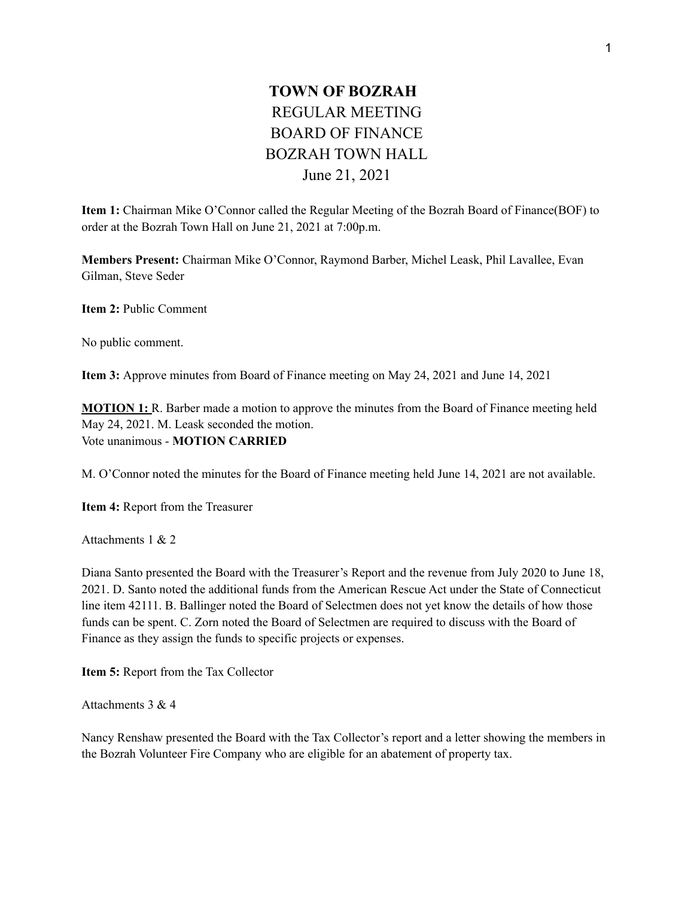# TOWN OF BOZRAH

## REGULAR MEETING
## BOARD OF FINANCE
## BOZRAH TOWN HALL
## June 21, 2021

**Item 1:** Chairman Mike O'Connor called the Regular Meeting of the Bozrah Board of Finance(BOF) to order at the Bozrah Town Hall on June 21, 2021 at 7:00p.m.

**Members Present:** Chairman Mike O'Connor, Raymond Barber, Michel Leask, Phil Lavallee, Evan Gilman, Steve Seder

**Item 2:** Public Comment

No public comment.

**Item 3:** Approve minutes from Board of Finance meeting on May 24, 2021 and June 14, 2021

**MOTION 1:** R. Barber made a motion to approve the minutes from the Board of Finance meeting held May 24, 2021. M. Leask seconded the motion.
Vote unanimous - **MOTION CARRIED**

M. O'Connor noted the minutes for the Board of Finance meeting held June 14, 2021 are not available.

**Item 4:** Report from the Treasurer

Attachments 1 & 2

Diana Santo presented the Board with the Treasurer's Report and the revenue from July 2020 to June 18, 2021. D. Santo noted the additional funds from the American Rescue Act under the State of Connecticut line item 42111. B. Ballinger noted the Board of Selectmen does not yet know the details of how those funds can be spent. C. Zorn noted the Board of Selectmen are required to discuss with the Board of Finance as they assign the funds to specific projects or expenses.

**Item 5:** Report from the Tax Collector

Attachments 3 & 4

Nancy Renshaw presented the Board with the Tax Collector's report and a letter showing the members in the Bozrah Volunteer Fire Company who are eligible for an abatement of property tax.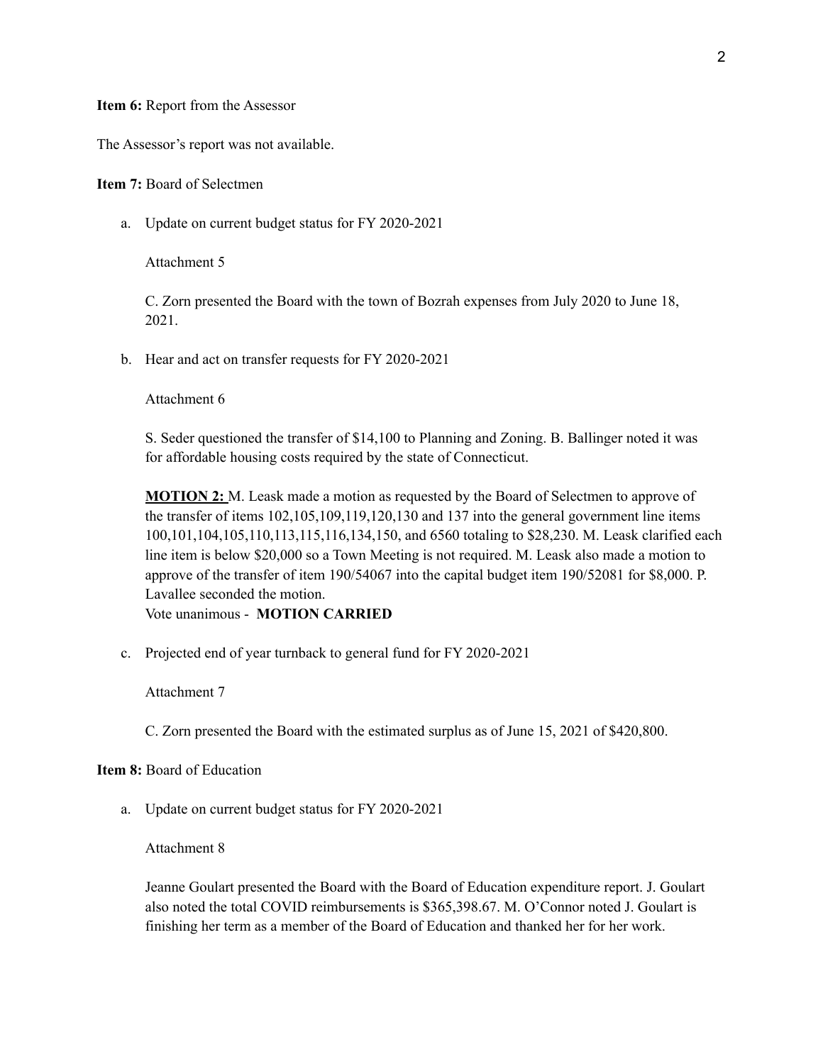**Item 6:** Report from the Assessor

The Assessor's report was not available.

**Item 7:** Board of Selectmen

a. Update on current budget status for FY 2020-2021

   Attachment 5

   C. Zorn presented the Board with the town of Bozrah expenses from July 2020 to June 18, 2021.

b. Hear and act on transfer requests for FY 2020-2021

   Attachment 6

   S. Seder questioned the transfer of $14,100 to Planning and Zoning. B. Ballinger noted it was for affordable housing costs required by the state of Connecticut.

   **MOTION 2:** M. Leask made a motion as requested by the Board of Selectmen to approve of the transfer of items 102,105,109,119,120,130 and 137 into the general government line items 100,101,104,105,110,113,115,116,134,150, and 6560 totaling to $28,230. M. Leask clarified each line item is below $20,000 so a Town Meeting is not required. M. Leask also made a motion to approve of the transfer of item 190/54067 into the capital budget item 190/52081 for $8,000. P. Lavallee seconded the motion.
   Vote unanimous - **MOTION CARRIED**

c. Projected end of year turnback to general fund for FY 2020-2021

   Attachment 7

   C. Zorn presented the Board with the estimated surplus as of June 15, 2021 of $420,800.

**Item 8:** Board of Education

a. Update on current budget status for FY 2020-2021

   Attachment 8

   Jeanne Goulart presented the Board with the Board of Education expenditure report. J. Goulart also noted the total COVID reimbursements is $365,398.67. M. O'Connor noted J. Goulart is finishing her term as a member of the Board of Education and thanked her for her work.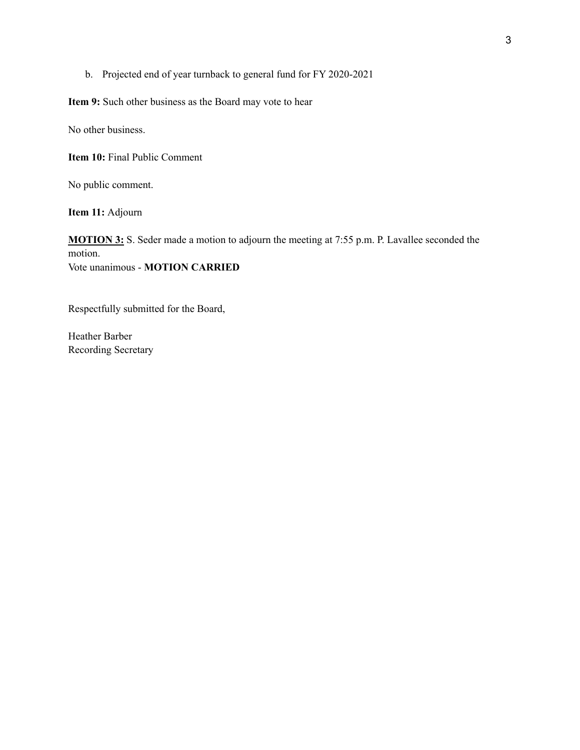b. Projected end of year turnback to general fund for FY 2020-2021

**Item 9:** Such other business as the Board may vote to hear

No other business.

**Item 10:** Final Public Comment

No public comment.

**Item 11:** Adjourn

**MOTION 3:** S. Seder made a motion to adjourn the meeting at 7:55 p.m. P. Lavallee seconded the motion.
Vote unanimous - **MOTION CARRIED**

Respectfully submitted for the Board,

Heather Barber
Recording Secretary